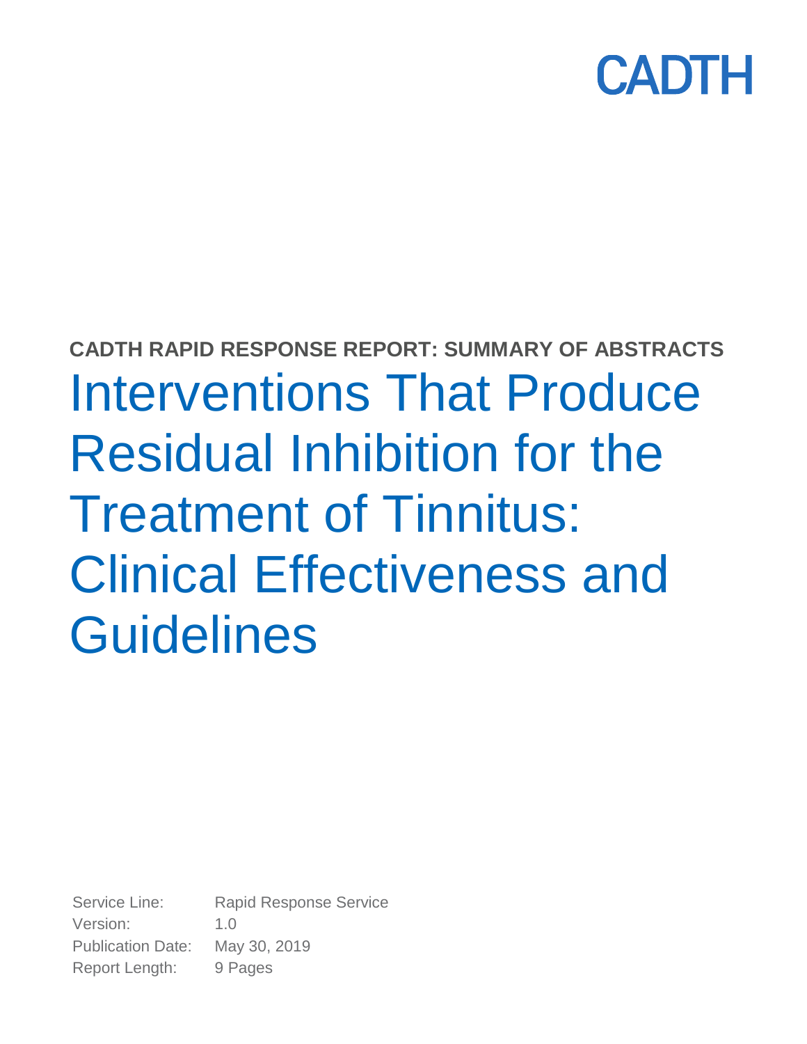CADTH

**CADTH RAPID RESPONSE REPORT: SUMMARY OF ABSTRACTS**

# Interventions That Produce Residual Inhibition for the Treatment of Tinnitus: Clinical Effectiveness and Guidelines

Service Line: Rapid Response Service
Version: 1.0
Publication Date: May 30, 2019
Report Length: 9 Pages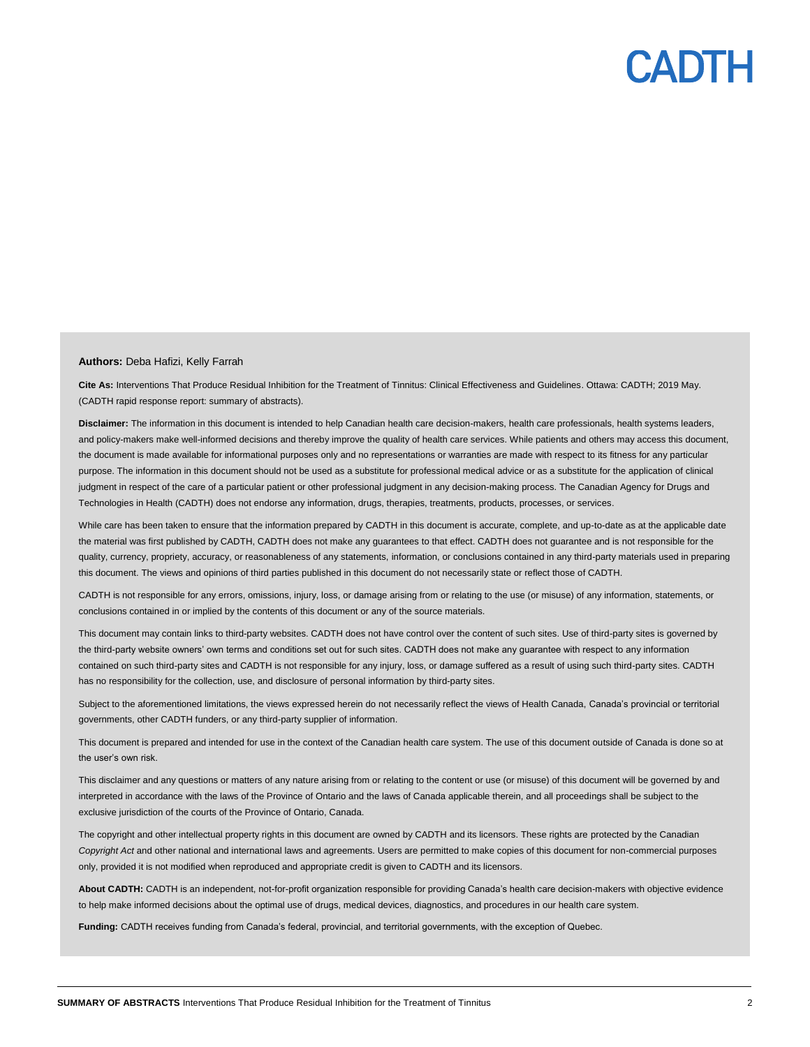**Authors:** Deba Hafizi, Kelly Farrah

**Cite As:** Interventions That Produce Residual Inhibition for the Treatment of Tinnitus: Clinical Effectiveness and Guidelines. Ottawa: CADTH; 2019 May. (CADTH rapid response report: summary of abstracts).

**Disclaimer:** The information in this document is intended to help Canadian health care decision-makers, health care professionals, health systems leaders, and policy-makers make well-informed decisions and thereby improve the quality of health care services. While patients and others may access this document, the document is made available for informational purposes only and no representations or warranties are made with respect to its fitness for any particular purpose. The information in this document should not be used as a substitute for professional medical advice or as a substitute for the application of clinical judgment in respect of the care of a particular patient or other professional judgment in any decision-making process. The Canadian Agency for Drugs and Technologies in Health (CADTH) does not endorse any information, drugs, therapies, treatments, products, processes, or services.

While care has been taken to ensure that the information prepared by CADTH in this document is accurate, complete, and up-to-date as at the applicable date the material was first published by CADTH, CADTH does not make any guarantees to that effect. CADTH does not guarantee and is not responsible for the quality, currency, propriety, accuracy, or reasonableness of any statements, information, or conclusions contained in any third-party materials used in preparing this document. The views and opinions of third parties published in this document do not necessarily state or reflect those of CADTH.

CADTH is not responsible for any errors, omissions, injury, loss, or damage arising from or relating to the use (or misuse) of any information, statements, or conclusions contained in or implied by the contents of this document or any of the source materials.

This document may contain links to third-party websites. CADTH does not have control over the content of such sites. Use of third-party sites is governed by the third-party website owners' own terms and conditions set out for such sites. CADTH does not make any guarantee with respect to any information contained on such third-party sites and CADTH is not responsible for any injury, loss, or damage suffered as a result of using such third-party sites. CADTH has no responsibility for the collection, use, and disclosure of personal information by third-party sites.

Subject to the aforementioned limitations, the views expressed herein do not necessarily reflect the views of Health Canada, Canada's provincial or territorial governments, other CADTH funders, or any third-party supplier of information.

This document is prepared and intended for use in the context of the Canadian health care system. The use of this document outside of Canada is done so at the user's own risk.

This disclaimer and any questions or matters of any nature arising from or relating to the content or use (or misuse) of this document will be governed by and interpreted in accordance with the laws of the Province of Ontario and the laws of Canada applicable therein, and all proceedings shall be subject to the exclusive jurisdiction of the courts of the Province of Ontario, Canada.

The copyright and other intellectual property rights in this document are owned by CADTH and its licensors. These rights are protected by the Canadian *Copyright Act* and other national and international laws and agreements. Users are permitted to make copies of this document for non-commercial purposes only, provided it is not modified when reproduced and appropriate credit is given to CADTH and its licensors.

**About CADTH:** CADTH is an independent, not-for-profit organization responsible for providing Canada's health care decision-makers with objective evidence to help make informed decisions about the optimal use of drugs, medical devices, diagnostics, and procedures in our health care system.

**Funding:** CADTH receives funding from Canada's federal, provincial, and territorial governments, with the exception of Quebec.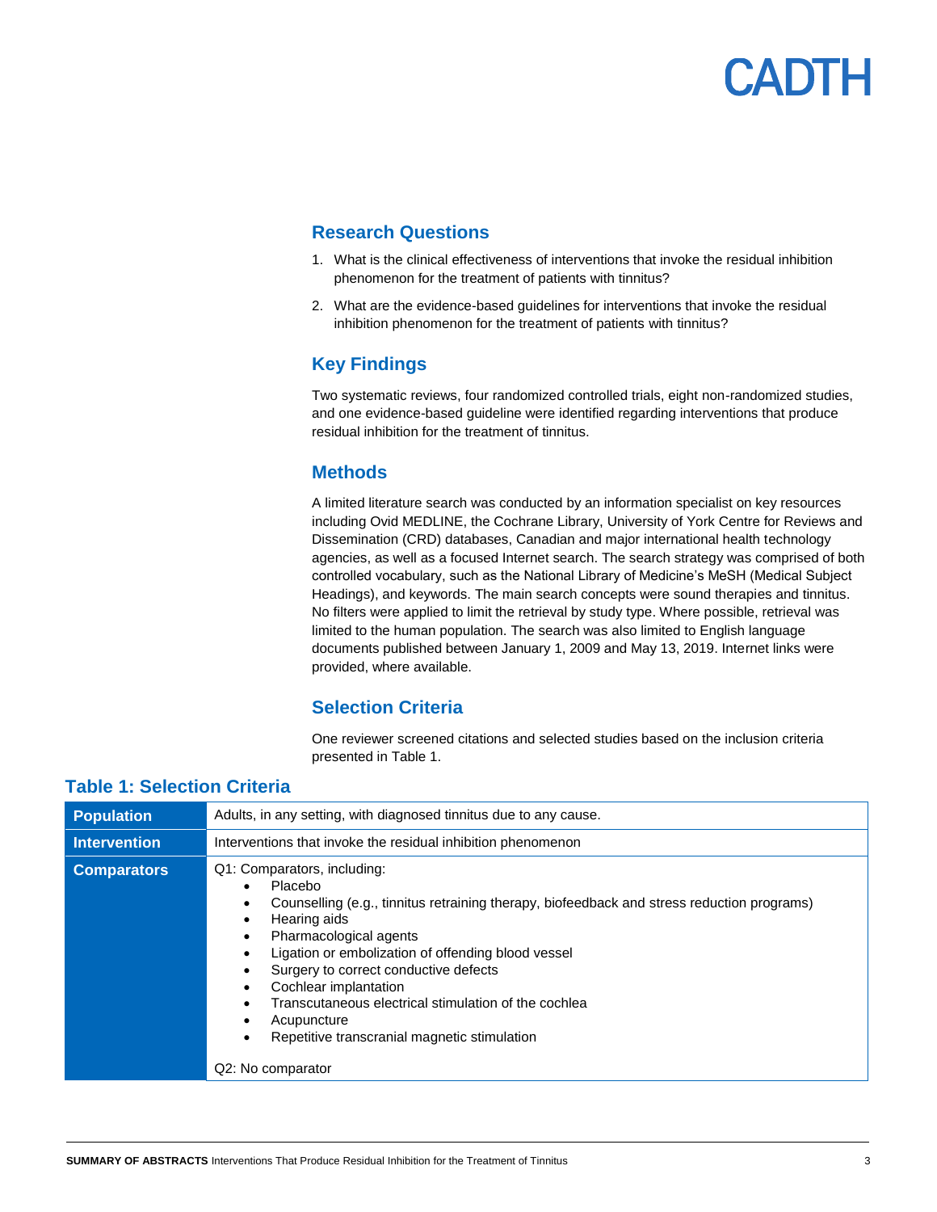## Research Questions

1. What is the clinical effectiveness of interventions that invoke the residual inhibition phenomenon for the treatment of patients with tinnitus?
2. What are the evidence-based guidelines for interventions that invoke the residual inhibition phenomenon for the treatment of patients with tinnitus?

## Key Findings

Two systematic reviews, four randomized controlled trials, eight non-randomized studies, and one evidence-based guideline were identified regarding interventions that produce residual inhibition for the treatment of tinnitus.

## Methods

A limited literature search was conducted by an information specialist on key resources including Ovid MEDLINE, the Cochrane Library, University of York Centre for Reviews and Dissemination (CRD) databases, Canadian and major international health technology agencies, as well as a focused Internet search. The search strategy was comprised of both controlled vocabulary, such as the National Library of Medicine's MeSH (Medical Subject Headings), and keywords. The main search concepts were sound therapies and tinnitus. No filters were applied to limit the retrieval by study type. Where possible, retrieval was limited to the human population. The search was also limited to English language documents published between January 1, 2009 and May 13, 2019. Internet links were provided, where available.

## Selection Criteria

One reviewer screened citations and selected studies based on the inclusion criteria presented in Table 1.

### Table 1: Selection Criteria

| | |
|---|---|
| **Population** | Adults, in any setting, with diagnosed tinnitus due to any cause. |
| **Intervention** | Interventions that invoke the residual inhibition phenomenon |
| **Comparators** | Q1: Comparators, including:<br>• Placebo<br>• Counselling (e.g., tinnitus retraining therapy, biofeedback and stress reduction programs)<br>• Hearing aids<br>• Pharmacological agents<br>• Ligation or embolization of offending blood vessel<br>• Surgery to correct conductive defects<br>• Cochlear implantation<br>• Transcutaneous electrical stimulation of the cochlea<br>• Acupuncture<br>• Repetitive transcranial magnetic stimulation<br><br>Q2: No comparator |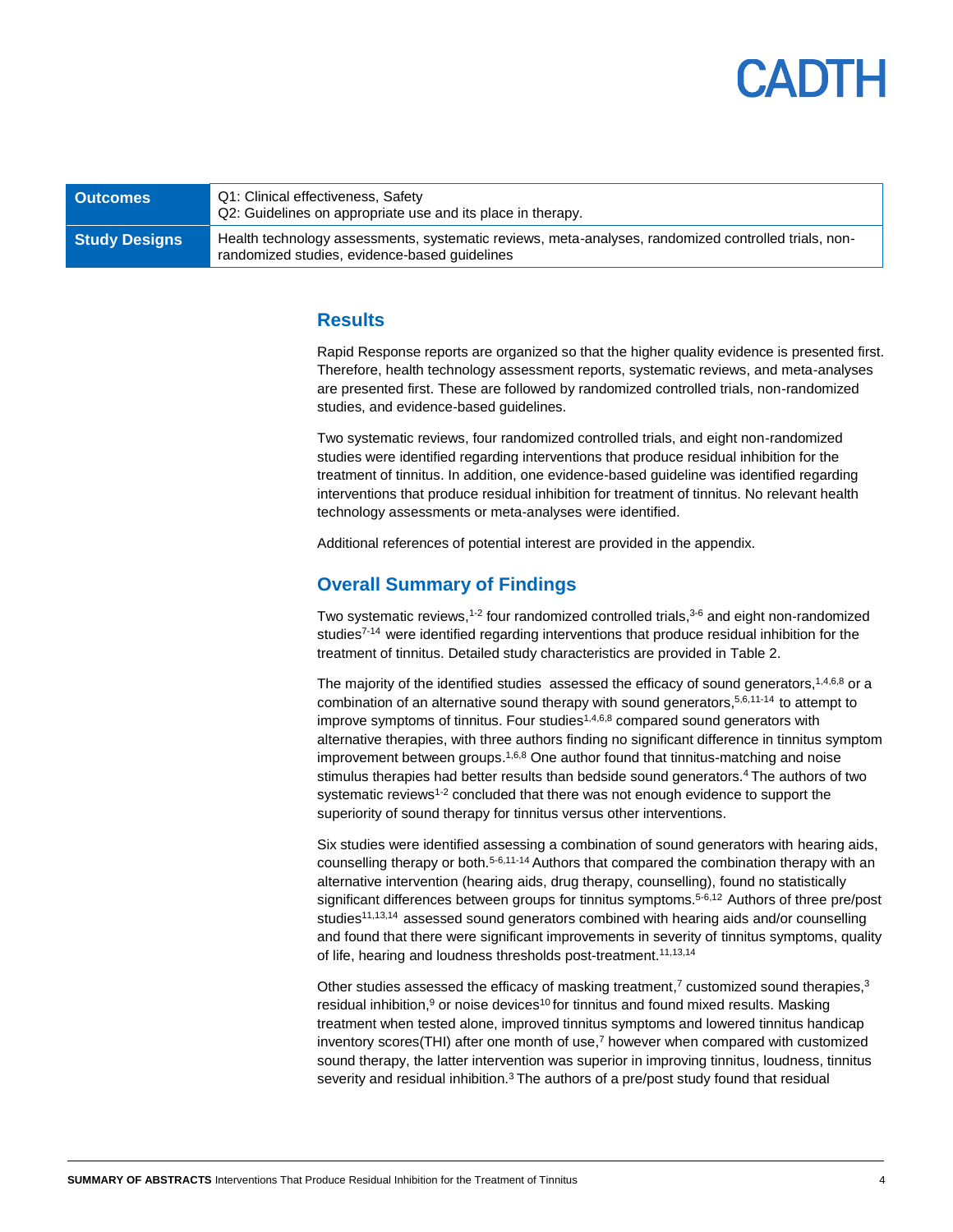| Outcomes | Q1: Clinical effectiveness, Safety<br>Q2: Guidelines on appropriate use and its place in therapy. |
|---|---|
| Study Designs | Health technology assessments, systematic reviews, meta-analyses, randomized controlled trials, non-randomized studies, evidence-based guidelines |

## Results

Rapid Response reports are organized so that the higher quality evidence is presented first. Therefore, health technology assessment reports, systematic reviews, and meta-analyses are presented first. These are followed by randomized controlled trials, non-randomized studies, and evidence-based guidelines.

Two systematic reviews, four randomized controlled trials, and eight non-randomized studies were identified regarding interventions that produce residual inhibition for the treatment of tinnitus. In addition, one evidence-based guideline was identified regarding interventions that produce residual inhibition for treatment of tinnitus. No relevant health technology assessments or meta-analyses were identified.

Additional references of potential interest are provided in the appendix.

## Overall Summary of Findings

Two systematic reviews,[1-2] four randomized controlled trials,[3-6] and eight non-randomized studies[7-14] were identified regarding interventions that produce residual inhibition for the treatment of tinnitus. Detailed study characteristics are provided in Table 2.

The majority of the identified studies assessed the efficacy of sound generators,[1,4,6,8] or a combination of an alternative sound therapy with sound generators,[5,6,11-14] to attempt to improve symptoms of tinnitus. Four studies[1,4,6,8] compared sound generators with alternative therapies, with three authors finding no significant difference in tinnitus symptom improvement between groups.[1,6,8] One author found that tinnitus-matching and noise stimulus therapies had better results than bedside sound generators.[4] The authors of two systematic reviews[1-2] concluded that there was not enough evidence to support the superiority of sound therapy for tinnitus versus other interventions.

Six studies were identified assessing a combination of sound generators with hearing aids, counselling therapy or both.[5-6,11-14] Authors that compared the combination therapy with an alternative intervention (hearing aids, drug therapy, counselling), found no statistically significant differences between groups for tinnitus symptoms.[5-6,12] Authors of three pre/post studies[11,13,14] assessed sound generators combined with hearing aids and/or counselling and found that there were significant improvements in severity of tinnitus symptoms, quality of life, hearing and loudness thresholds post-treatment.[11,13,14]

Other studies assessed the efficacy of masking treatment,[7] customized sound therapies,[3] residual inhibition,[9] or noise devices[10] for tinnitus and found mixed results. Masking treatment when tested alone, improved tinnitus symptoms and lowered tinnitus handicap inventory scores(THI) after one month of use,[7] however when compared with customized sound therapy, the latter intervention was superior in improving tinnitus, loudness, tinnitus severity and residual inhibition.[3] The authors of a pre/post study found that residual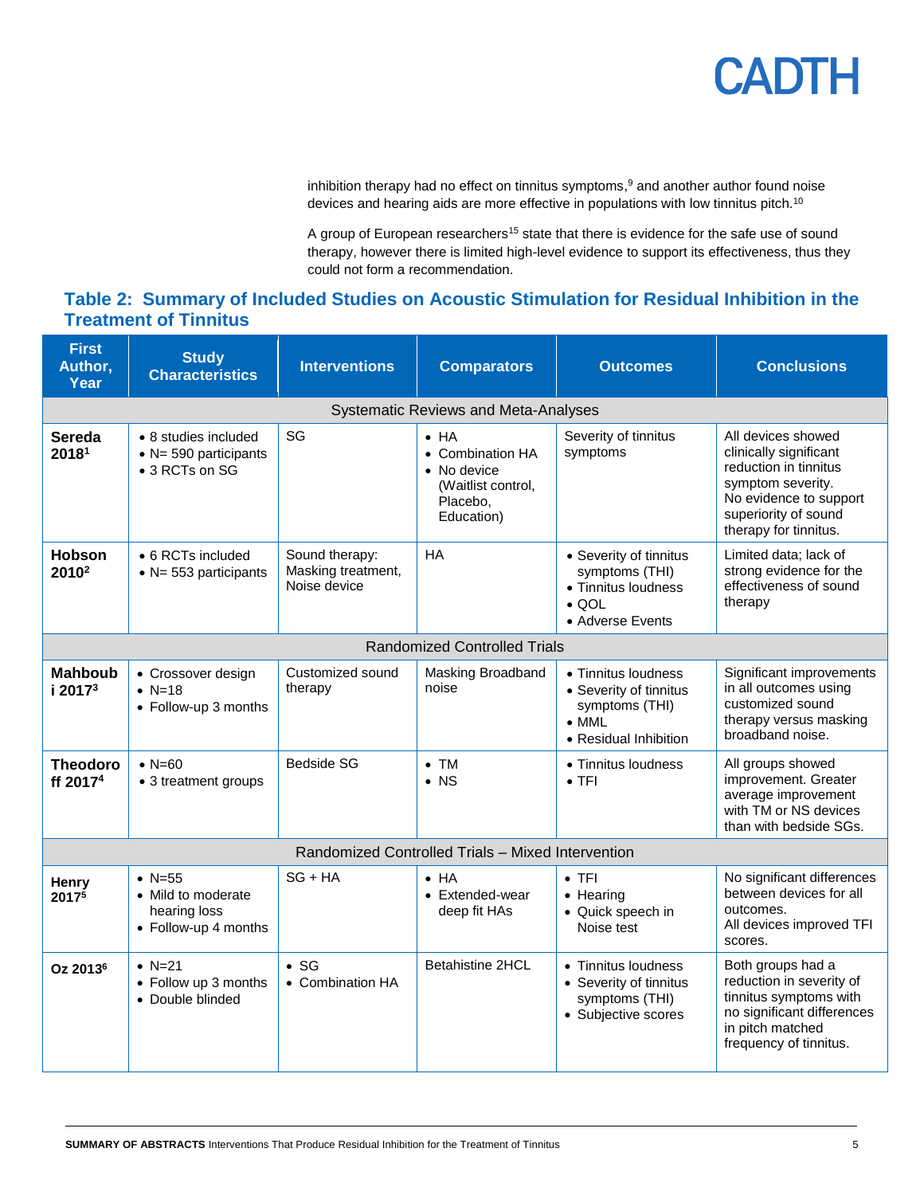inhibition therapy had no effect on tinnitus symptoms,[9] and another author found noise devices and hearing aids are more effective in populations with low tinnitus pitch.[10]

A group of European researchers[15] state that there is evidence for the safe use of sound therapy, however there is limited high-level evidence to support its effectiveness, thus they could not form a recommendation.

## Table 2: Summary of Included Studies on Acoustic Stimulation for Residual Inhibition in the Treatment of Tinnitus

| First Author, Year | Study Characteristics | Interventions | Comparators | Outcomes | Conclusions |
|---|---|---|---|---|---|
| Systematic Reviews and Meta-Analyses | | | | | |
| **Sereda 2018**[1] | • 8 studies included<br>• N= 590 participants<br>• 3 RCTs on SG | SG | • HA<br>• Combination HA<br>• No device (Waitlist control, Placebo, Education) | Severity of tinnitus symptoms | All devices showed clinically significant reduction in tinnitus symptom severity.<br>No evidence to support superiority of sound therapy for tinnitus. |
| **Hobson 2010**[2] | • 6 RCTs included<br>• N= 553 participants | Sound therapy: Masking treatment, Noise device | HA | • Severity of tinnitus symptoms (THI)<br>• Tinnitus loudness<br>• QOL<br>• Adverse Events | Limited data; lack of strong evidence for the effectiveness of sound therapy |
| Randomized Controlled Trials | | | | | |
| **Mahboubi 2017**[3] | • Crossover design<br>• N=18<br>• Follow-up 3 months | Customized sound therapy | Masking Broadband noise | • Tinnitus loudness<br>• Severity of tinnitus symptoms (THI)<br>• MML<br>• Residual Inhibition | Significant improvements in all outcomes using customized sound therapy versus masking broadband noise. |
| **Theodoroff 2017**[4] | • N=60<br>• 3 treatment groups | Bedside SG | • TM<br>• NS | • Tinnitus loudness<br>• TFI | All groups showed improvement. Greater average improvement with TM or NS devices than with bedside SGs. |
| Randomized Controlled Trials – Mixed Intervention | | | | | |
| **Henry 2017**[5] | • N=55<br>• Mild to moderate hearing loss<br>• Follow-up 4 months | SG + HA | • HA<br>• Extended-wear deep fit HAs | • TFI<br>• Hearing<br>• Quick speech in Noise test | No significant differences between devices for all outcomes.<br>All devices improved TFI scores. |
| **Oz 2013**[6] | • N=21<br>• Follow up 3 months<br>• Double blinded | • SG<br>• Combination HA | Betahistine 2HCL | • Tinnitus loudness<br>• Severity of tinnitus symptoms (THI)<br>• Subjective scores | Both groups had a reduction in severity of tinnitus symptoms with no significant differences in pitch matched frequency of tinnitus. |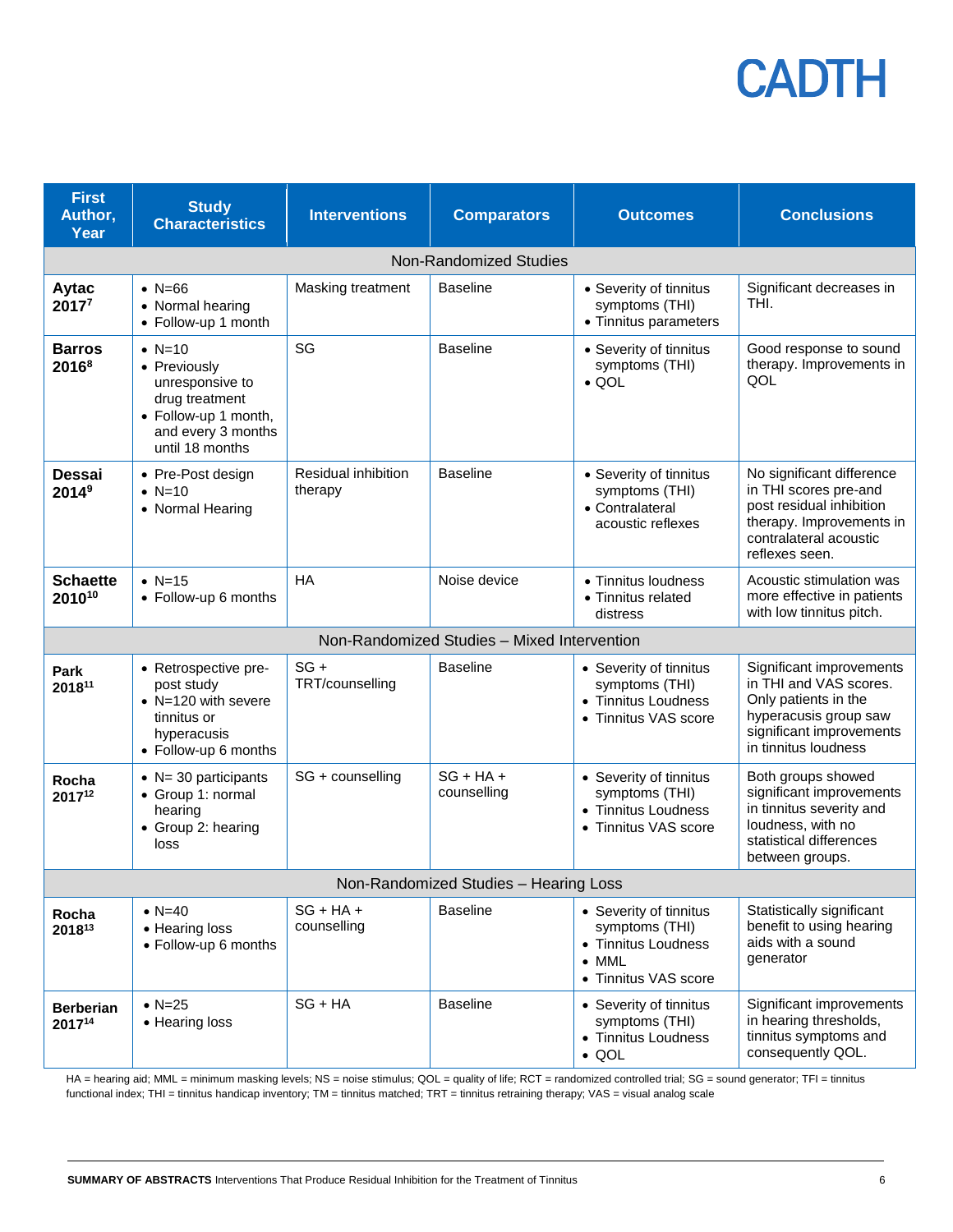| First Author, Year | Study Characteristics | Interventions | Comparators | Outcomes | Conclusions |
|---|---|---|---|---|---|
| Non-Randomized Studies | | | | | |
| **Aytac 2017**[7] | • N=66<br>• Normal hearing<br>• Follow-up 1 month | Masking treatment | Baseline | • Severity of tinnitus symptoms (THI)<br>• Tinnitus parameters | Significant decreases in THI. |
| **Barros 2016**[8] | • N=10<br>• Previously unresponsive to drug treatment<br>• Follow-up 1 month, and every 3 months until 18 months | SG | Baseline | • Severity of tinnitus symptoms (THI)<br>• QOL | Good response to sound therapy. Improvements in QOL |
| **Dessai 2014**[9] | • Pre-Post design<br>• N=10<br>• Normal Hearing | Residual inhibition therapy | Baseline | • Severity of tinnitus symptoms (THI)<br>• Contralateral acoustic reflexes | No significant difference in THI scores pre-and post residual inhibition therapy. Improvements in contralateral acoustic reflexes seen. |
| **Schaette 2010**[10] | • N=15<br>• Follow-up 6 months | HA | Noise device | • Tinnitus loudness<br>• Tinnitus related distress | Acoustic stimulation was more effective in patients with low tinnitus pitch. |
| Non-Randomized Studies – Mixed Intervention | | | | | |
| **Park 2018**[11] | • Retrospective pre-post study<br>• N=120 with severe tinnitus or hyperacusis<br>• Follow-up 6 months | SG + TRT/counselling | Baseline | • Severity of tinnitus symptoms (THI)<br>• Tinnitus Loudness<br>• Tinnitus VAS score | Significant improvements in THI and VAS scores. Only patients in the hyperacusis group saw significant improvements in tinnitus loudness |
| **Rocha 2017**[12] | • N= 30 participants<br>• Group 1: normal hearing<br>• Group 2: hearing loss | SG + counselling | SG + HA + counselling | • Severity of tinnitus symptoms (THI)<br>• Tinnitus Loudness<br>• Tinnitus VAS score | Both groups showed significant improvements in tinnitus severity and loudness, with no statistical differences between groups. |
| Non-Randomized Studies – Hearing Loss | | | | | |
| **Rocha 2018**[13] | • N=40<br>• Hearing loss<br>• Follow-up 6 months | SG + HA + counselling | Baseline | • Severity of tinnitus symptoms (THI)<br>• Tinnitus Loudness<br>• MML<br>• Tinnitus VAS score | Statistically significant benefit to using hearing aids with a sound generator |
| **Berberian 2017**[14] | • N=25<br>• Hearing loss | SG + HA | Baseline | • Severity of tinnitus symptoms (THI)<br>• Tinnitus Loudness<br>• QOL | Significant improvements in hearing thresholds, tinnitus symptoms and consequently QOL. |

HA = hearing aid; MML = minimum masking levels; NS = noise stimulus; QOL = quality of life; RCT = randomized controlled trial; SG = sound generator; TFI = tinnitus functional index; THI = tinnitus handicap inventory; TM = tinnitus matched; TRT = tinnitus retraining therapy; VAS = visual analog scale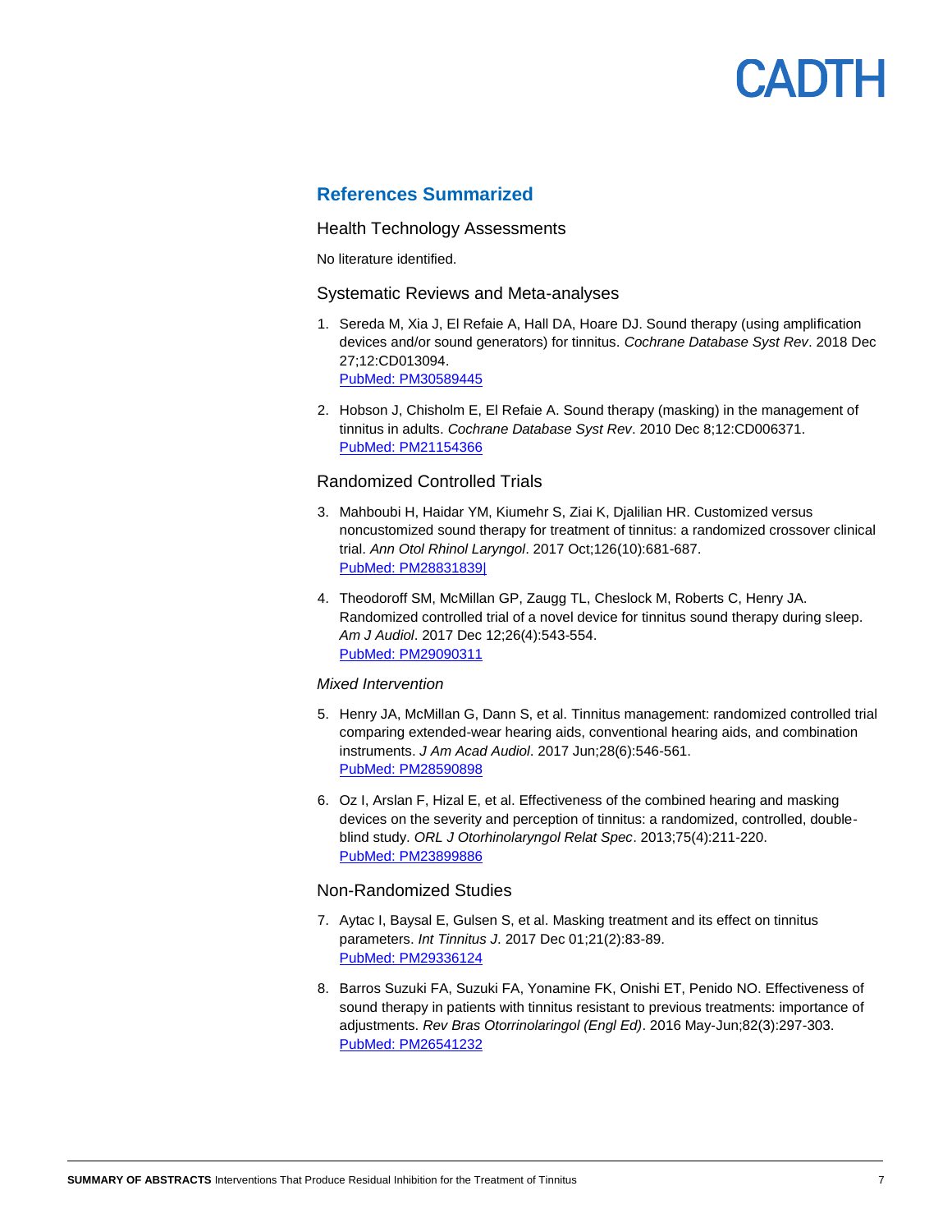## References Summarized

### Health Technology Assessments

No literature identified.

### Systematic Reviews and Meta-analyses

1. Sereda M, Xia J, El Refaie A, Hall DA, Hoare DJ. Sound therapy (using amplification devices and/or sound generators) for tinnitus. *Cochrane Database Syst Rev*. 2018 Dec 27;12:CD013094.
   PubMed: PM30589445

2. Hobson J, Chisholm E, El Refaie A. Sound therapy (masking) in the management of tinnitus in adults. *Cochrane Database Syst Rev*. 2010 Dec 8;12:CD006371.
   PubMed: PM21154366

### Randomized Controlled Trials

3. Mahboubi H, Haidar YM, Kiumehr S, Ziai K, Djalilian HR. Customized versus noncustomized sound therapy for treatment of tinnitus: a randomized crossover clinical trial. *Ann Otol Rhinol Laryngol*. 2017 Oct;126(10):681-687.
   PubMed: PM28831839|

4. Theodoroff SM, McMillan GP, Zaugg TL, Cheslock M, Roberts C, Henry JA. Randomized controlled trial of a novel device for tinnitus sound therapy during sleep. *Am J Audiol*. 2017 Dec 12;26(4):543-554.
   PubMed: PM29090311

*Mixed Intervention*

5. Henry JA, McMillan G, Dann S, et al. Tinnitus management: randomized controlled trial comparing extended-wear hearing aids, conventional hearing aids, and combination instruments. *J Am Acad Audiol*. 2017 Jun;28(6):546-561.
   PubMed: PM28590898

6. Oz I, Arslan F, Hizal E, et al. Effectiveness of the combined hearing and masking devices on the severity and perception of tinnitus: a randomized, controlled, double-blind study. *ORL J Otorhinolaryngol Relat Spec*. 2013;75(4):211-220.
   PubMed: PM23899886

### Non-Randomized Studies

7. Aytac I, Baysal E, Gulsen S, et al. Masking treatment and its effect on tinnitus parameters. *Int Tinnitus J*. 2017 Dec 01;21(2):83-89.
   PubMed: PM29336124

8. Barros Suzuki FA, Suzuki FA, Yonamine FK, Onishi ET, Penido NO. Effectiveness of sound therapy in patients with tinnitus resistant to previous treatments: importance of adjustments. *Rev Bras Otorrinolaringol (Engl Ed)*. 2016 May-Jun;82(3):297-303.
   PubMed: PM26541232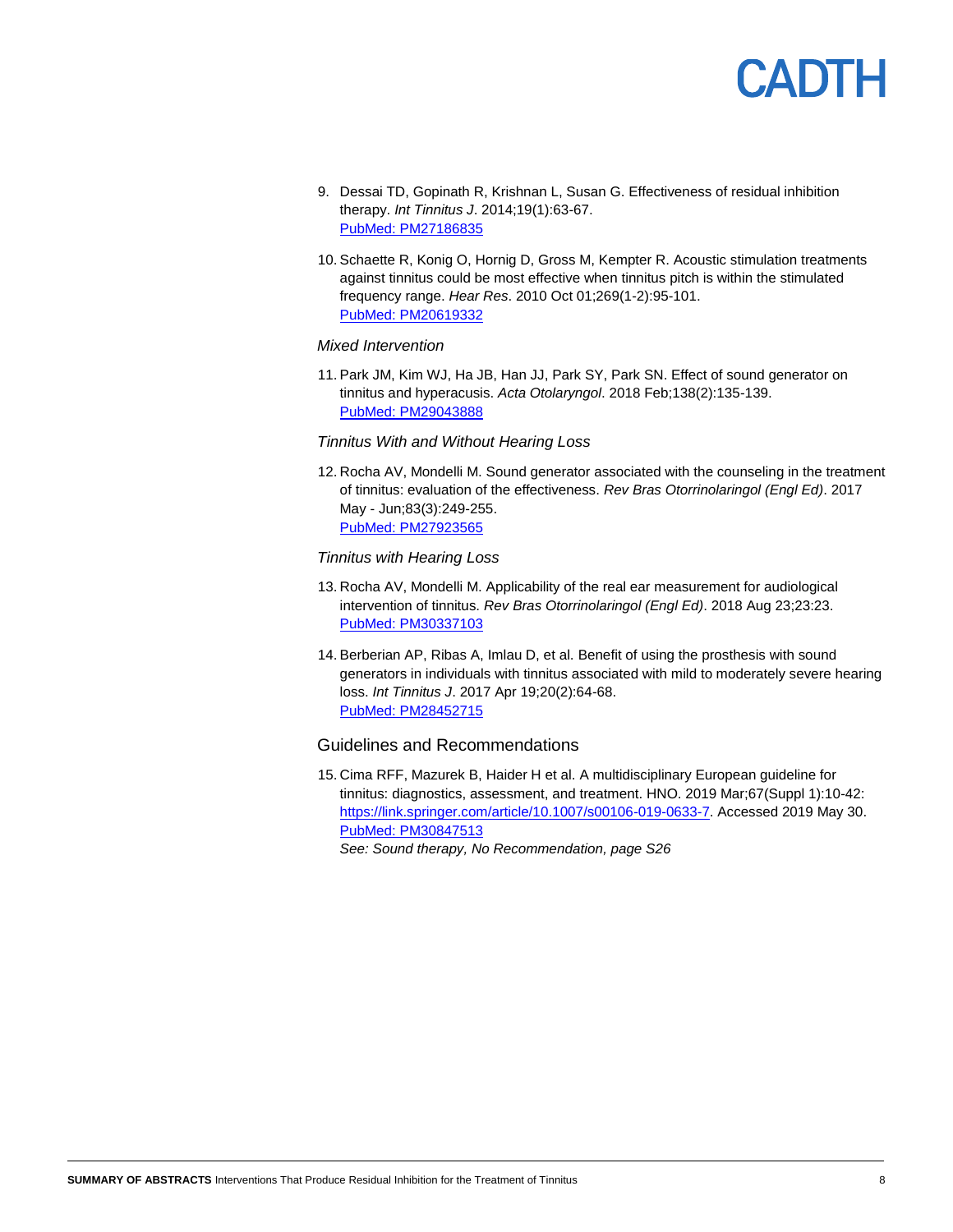9. Dessai TD, Gopinath R, Krishnan L, Susan G. Effectiveness of residual inhibition therapy. *Int Tinnitus J*. 2014;19(1):63-67.
   [PubMed: PM27186835](https://www.ncbi.nlm.nih.gov/pubmed/27186835)

10. Schaette R, Konig O, Hornig D, Gross M, Kempter R. Acoustic stimulation treatments against tinnitus could be most effective when tinnitus pitch is within the stimulated frequency range. *Hear Res*. 2010 Oct 01;269(1-2):95-101.
    [PubMed: PM20619332](https://www.ncbi.nlm.nih.gov/pubmed/20619332)

*Mixed Intervention*

11. Park JM, Kim WJ, Ha JB, Han JJ, Park SY, Park SN. Effect of sound generator on tinnitus and hyperacusis. *Acta Otolaryngol*. 2018 Feb;138(2):135-139.
    [PubMed: PM29043888](https://www.ncbi.nlm.nih.gov/pubmed/29043888)

*Tinnitus With and Without Hearing Loss*

12. Rocha AV, Mondelli M. Sound generator associated with the counseling in the treatment of tinnitus: evaluation of the effectiveness. *Rev Bras Otorrinolaringol (Engl Ed)*. 2017 May - Jun;83(3):249-255.
    [PubMed: PM27923565](https://www.ncbi.nlm.nih.gov/pubmed/27923565)

*Tinnitus with Hearing Loss*

13. Rocha AV, Mondelli M. Applicability of the real ear measurement for audiological intervention of tinnitus. *Rev Bras Otorrinolaringol (Engl Ed)*. 2018 Aug 23;23:23.
    [PubMed: PM30337103](https://www.ncbi.nlm.nih.gov/pubmed/30337103)

14. Berberian AP, Ribas A, Imlau D, et al. Benefit of using the prosthesis with sound generators in individuals with tinnitus associated with mild to moderately severe hearing loss. *Int Tinnitus J*. 2017 Apr 19;20(2):64-68.
    [PubMed: PM28452715](https://www.ncbi.nlm.nih.gov/pubmed/28452715)

## Guidelines and Recommendations

15. Cima RFF, Mazurek B, Haider H et al. A multidisciplinary European guideline for tinnitus: diagnostics, assessment, and treatment. HNO. 2019 Mar;67(Suppl 1):10-42: [https://link.springer.com/article/10.1007/s00106-019-0633-7](https://link.springer.com/article/10.1007/s00106-019-0633-7). Accessed 2019 May 30.
    [PubMed: PM30847513](https://www.ncbi.nlm.nih.gov/pubmed/30847513)
    *See: Sound therapy, No Recommendation, page S26*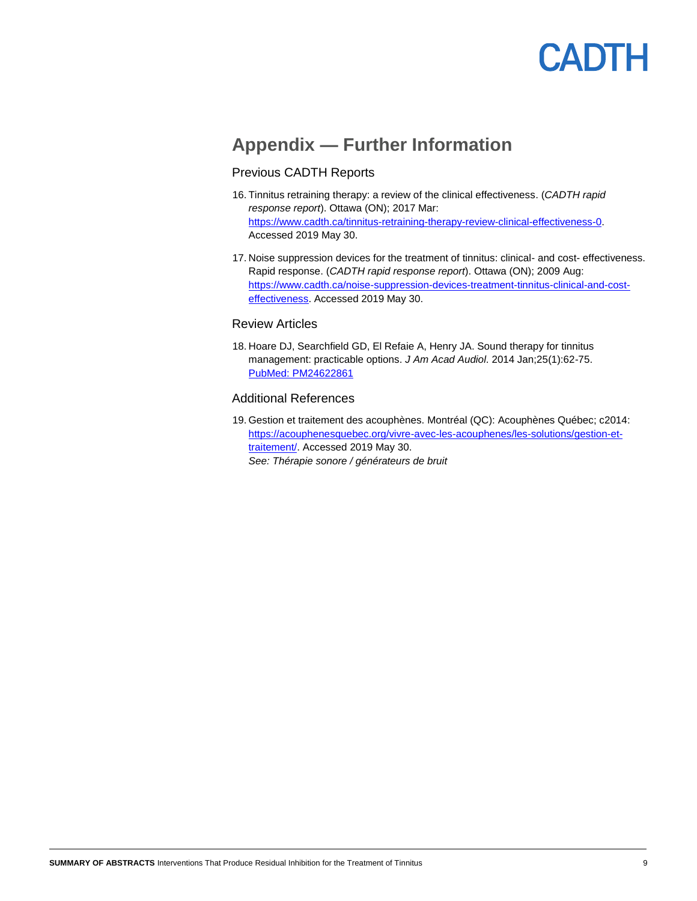## Appendix — Further Information

### Previous CADTH Reports

16. Tinnitus retraining therapy: a review of the clinical effectiveness. (*CADTH rapid response report*). Ottawa (ON); 2017 Mar: https://www.cadth.ca/tinnitus-retraining-therapy-review-clinical-effectiveness-0. Accessed 2019 May 30.

17. Noise suppression devices for the treatment of tinnitus: clinical- and cost- effectiveness. Rapid response. (*CADTH rapid response report*). Ottawa (ON); 2009 Aug: https://www.cadth.ca/noise-suppression-devices-treatment-tinnitus-clinical-and-cost-effectiveness. Accessed 2019 May 30.

### Review Articles

18. Hoare DJ, Searchfield GD, El Refaie A, Henry JA. Sound therapy for tinnitus management: practicable options. *J Am Acad Audiol*. 2014 Jan;25(1):62-75. PubMed: PM24622861

### Additional References

19. Gestion et traitement des acouphènes. Montréal (QC): Acouphènes Québec; c2014: https://acouphenesquebec.org/vivre-avec-les-acouphenes/les-solutions/gestion-et-traitement/. Accessed 2019 May 30.
    *See: Thérapie sonore / générateurs de bruit*